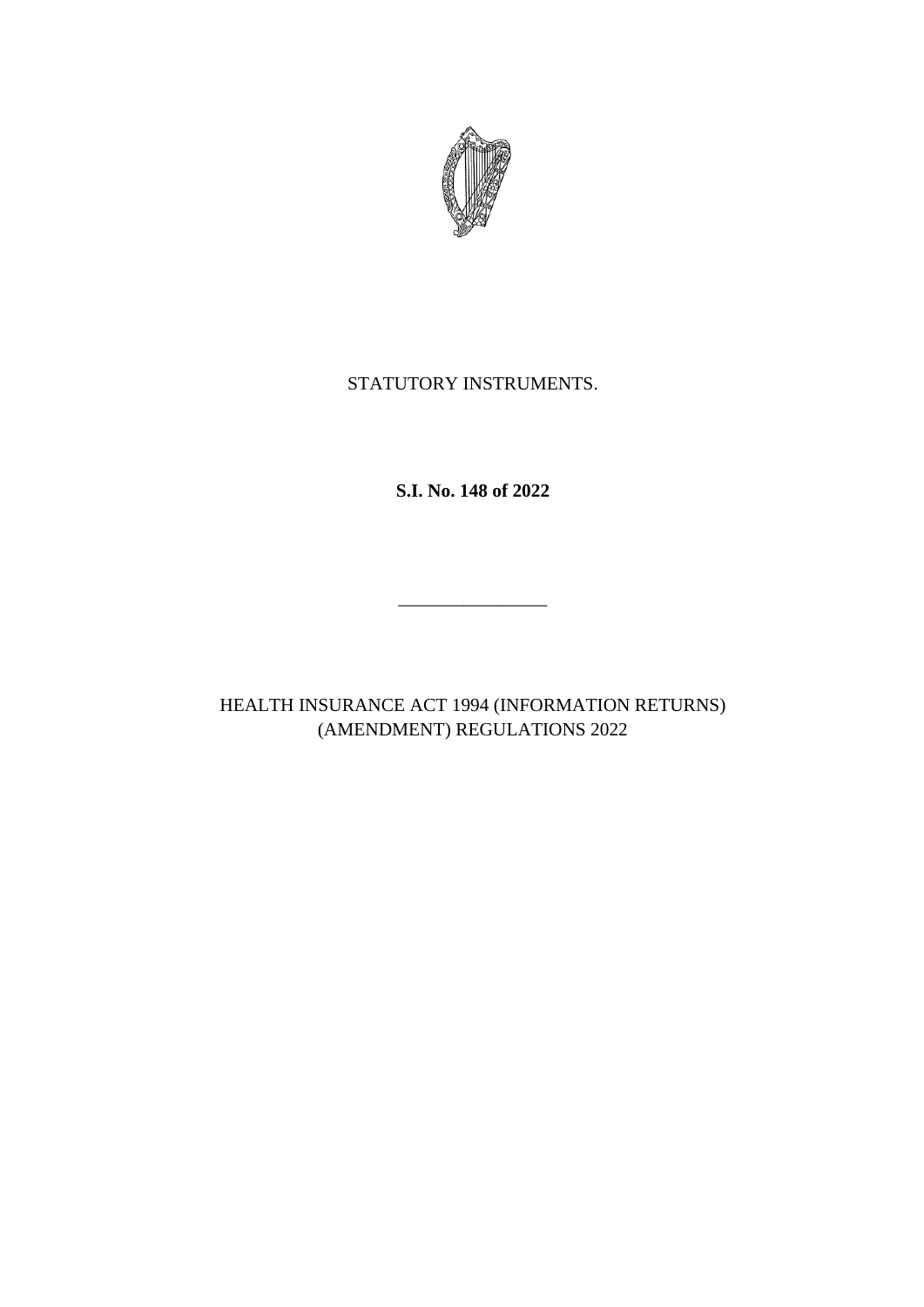STATUTORY INSTRUMENTS.

**S.I. No. 148 of 2022**

---

HEALTH INSURANCE ACT 1994 (INFORMATION RETURNS) (AMENDMENT) REGULATIONS 2022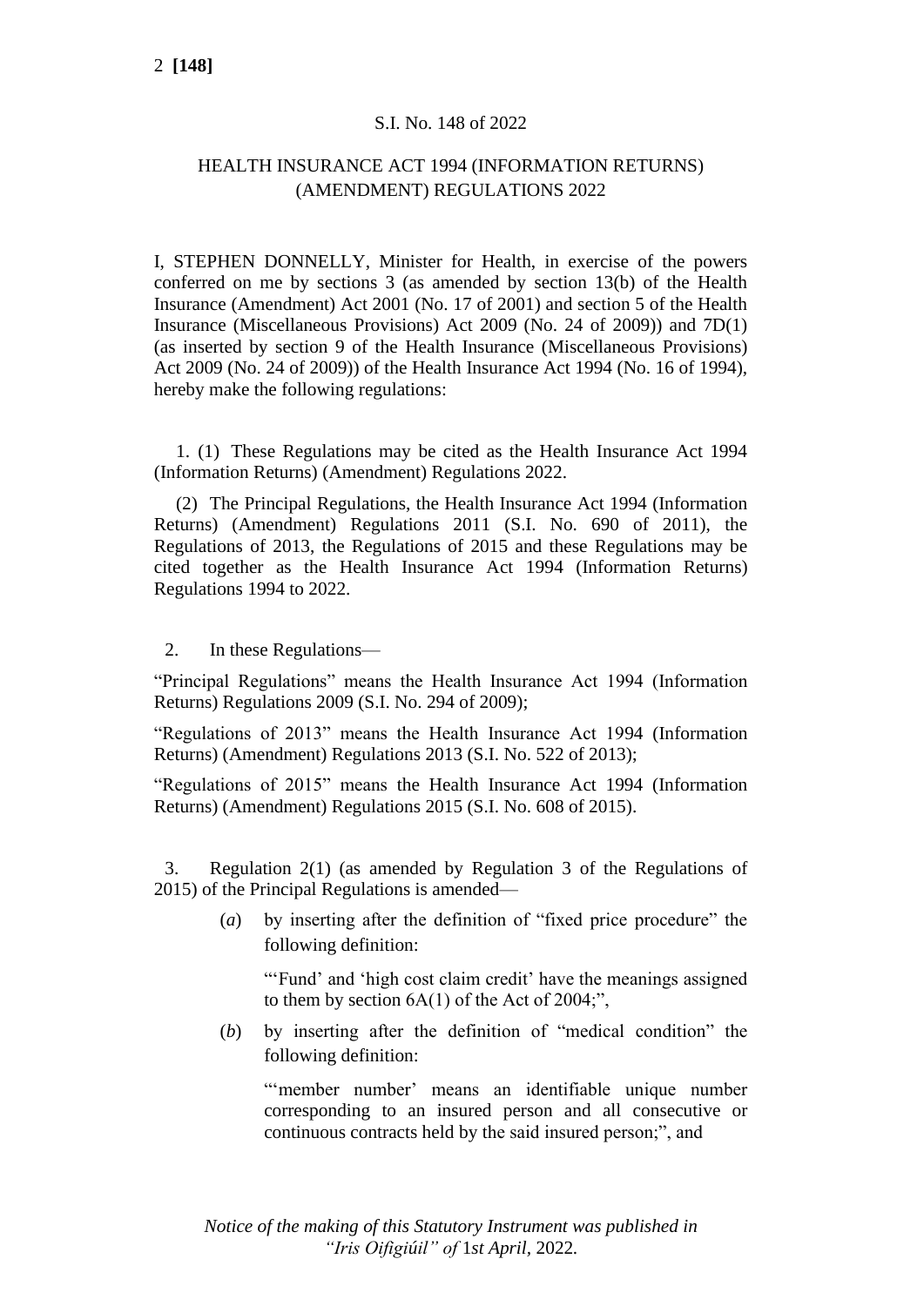S.I. No. 148 of 2022

HEALTH INSURANCE ACT 1994 (INFORMATION RETURNS) (AMENDMENT) REGULATIONS 2022

I, STEPHEN DONNELLY, Minister for Health, in exercise of the powers conferred on me by sections 3 (as amended by section 13(b) of the Health Insurance (Amendment) Act 2001 (No. 17 of 2001) and section 5 of the Health Insurance (Miscellaneous Provisions) Act 2009 (No. 24 of 2009)) and 7D(1) (as inserted by section 9 of the Health Insurance (Miscellaneous Provisions) Act 2009 (No. 24 of 2009)) of the Health Insurance Act 1994 (No. 16 of 1994), hereby make the following regulations:

1. (1) These Regulations may be cited as the Health Insurance Act 1994 (Information Returns) (Amendment) Regulations 2022.

(2) The Principal Regulations, the Health Insurance Act 1994 (Information Returns) (Amendment) Regulations 2011 (S.I. No. 690 of 2011), the Regulations of 2013, the Regulations of 2015 and these Regulations may be cited together as the Health Insurance Act 1994 (Information Returns) Regulations 1994 to 2022.

2. In these Regulations—

"Principal Regulations" means the Health Insurance Act 1994 (Information Returns) Regulations 2009 (S.I. No. 294 of 2009);

"Regulations of 2013" means the Health Insurance Act 1994 (Information Returns) (Amendment) Regulations 2013 (S.I. No. 522 of 2013);

"Regulations of 2015" means the Health Insurance Act 1994 (Information Returns) (Amendment) Regulations 2015 (S.I. No. 608 of 2015).

3. Regulation 2(1) (as amended by Regulation 3 of the Regulations of 2015) of the Principal Regulations is amended—

(*a*) by inserting after the definition of "fixed price procedure" the following definition:

"'Fund' and 'high cost claim credit' have the meanings assigned to them by section 6A(1) of the Act of 2004;",

(*b*) by inserting after the definition of "medical condition" the following definition:

"'member number' means an identifiable unique number corresponding to an insured person and all consecutive or continuous contracts held by the said insured person;", and

*Notice of the making of this Statutory Instrument was published in "Iris Oifigiúil" of 1st April, 2022.*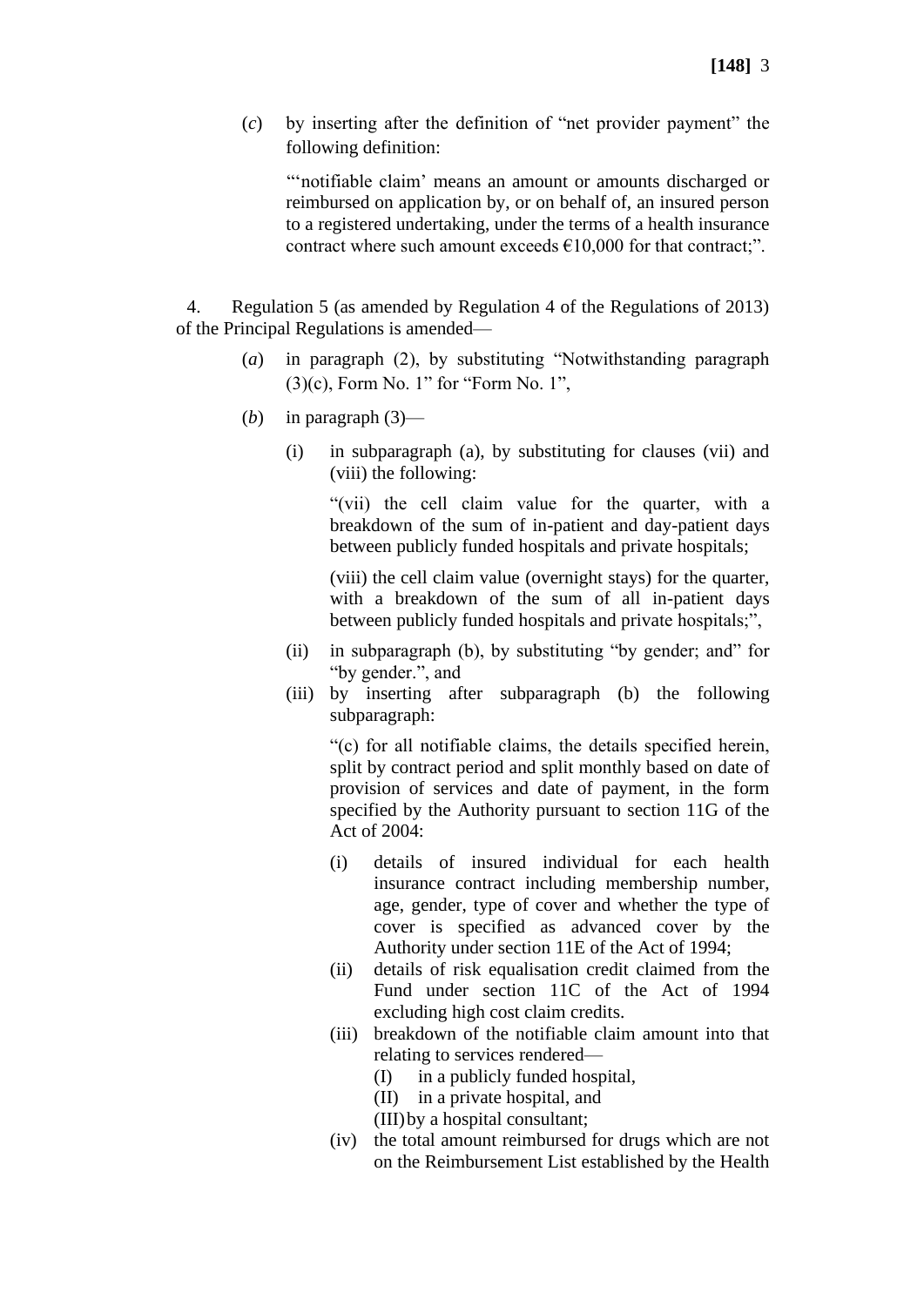(*c*) by inserting after the definition of "net provider payment" the following definition:

"'notifiable claim' means an amount or amounts discharged or reimbursed on application by, or on behalf of, an insured person to a registered undertaking, under the terms of a health insurance contract where such amount exceeds €10,000 for that contract;".

4. Regulation 5 (as amended by Regulation 4 of the Regulations of 2013) of the Principal Regulations is amended—

(*a*) in paragraph (2), by substituting "Notwithstanding paragraph (3)(c), Form No. 1" for "Form No. 1",

(*b*) in paragraph (3)—

(i) in subparagraph (a), by substituting for clauses (vii) and (viii) the following:

"(vii) the cell claim value for the quarter, with a breakdown of the sum of in-patient and day-patient days between publicly funded hospitals and private hospitals;

(viii) the cell claim value (overnight stays) for the quarter, with a breakdown of the sum of all in-patient days between publicly funded hospitals and private hospitals;",

(ii) in subparagraph (b), by substituting "by gender; and" for "by gender.", and

(iii) by inserting after subparagraph (b) the following subparagraph:

"(c) for all notifiable claims, the details specified herein, split by contract period and split monthly based on date of provision of services and date of payment, in the form specified by the Authority pursuant to section 11G of the Act of 2004:

(i) details of insured individual for each health insurance contract including membership number, age, gender, type of cover and whether the type of cover is specified as advanced cover by the Authority under section 11E of the Act of 1994;

(ii) details of risk equalisation credit claimed from the Fund under section 11C of the Act of 1994 excluding high cost claim credits.

(iii) breakdown of the notifiable claim amount into that relating to services rendered—

(I) in a publicly funded hospital,

(II) in a private hospital, and

(III) by a hospital consultant;

(iv) the total amount reimbursed for drugs which are not on the Reimbursement List established by the Health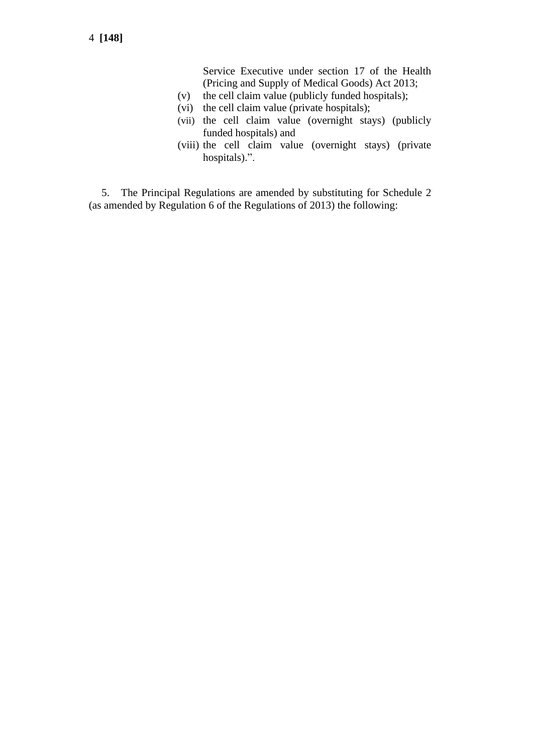Service Executive under section 17 of the Health (Pricing and Supply of Medical Goods) Act 2013;

(v) the cell claim value (publicly funded hospitals);

(vi) the cell claim value (private hospitals);

(vii) the cell claim value (overnight stays) (publicly funded hospitals) and

(viii) the cell claim value (overnight stays) (private hospitals).".

5. The Principal Regulations are amended by substituting for Schedule 2 (as amended by Regulation 6 of the Regulations of 2013) the following: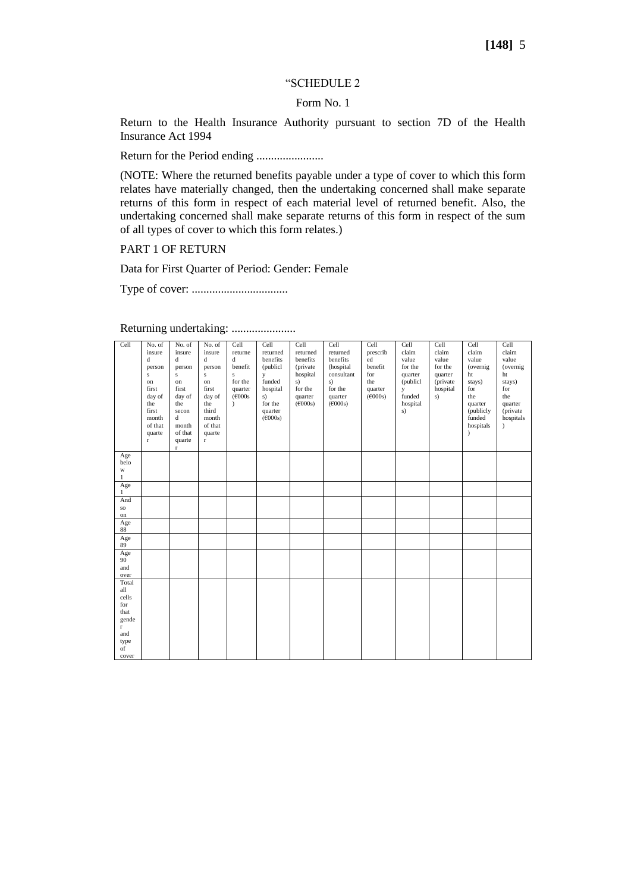"SCHEDULE 2

Form No. 1

Return to the Health Insurance Authority pursuant to section 7D of the Health Insurance Act 1994

Return for the Period ending .......................

(NOTE: Where the returned benefits payable under a type of cover to which this form relates have materially changed, then the undertaking concerned shall make separate returns of this form in respect of each material level of returned benefit. Also, the undertaking concerned shall make separate returns of this form in respect of the sum of all types of cover to which this form relates.)

PART 1 OF RETURN

Data for First Quarter of Period: Gender: Female

Type of cover: ................................

Returning undertaking: ......................

| Cell | No. of insured persons on first day of the first month of that quarter | No. of insured persons on first day of the second month of that quarter | No. of insured persons on first day of the third month of that quarter | Cell returned benefits for the quarter (€000s) | Cell returned benefits (publicly funded hospitals) for the quarter (€000s) | Cell returned benefits (private hospitals) for the quarter (€000s) | Cell returned benefits (hospital consultants) for the quarter (€000s) | Cell prescribed benefit for the quarter (€000s) | Cell claim value for the quarter (publicly funded hospitals) | Cell claim value for the quarter (private hospitals) | Cell claim value (overnight stays) for the quarter (publicly funded hospitals) | Cell claim value (overnight stays) for the quarter (private hospitals) |
|---|---|---|---|---|---|---|---|---|---|---|---|---|
| Age below 1 | | | | | | | | | | | | |
| Age 1 | | | | | | | | | | | | |
| And so on | | | | | | | | | | | | |
| Age 88 | | | | | | | | | | | | |
| Age 89 | | | | | | | | | | | | |
| Age 90 and over | | | | | | | | | | | | |
| Total all cells for that gender and type of cover | | | | | | | | | | | | |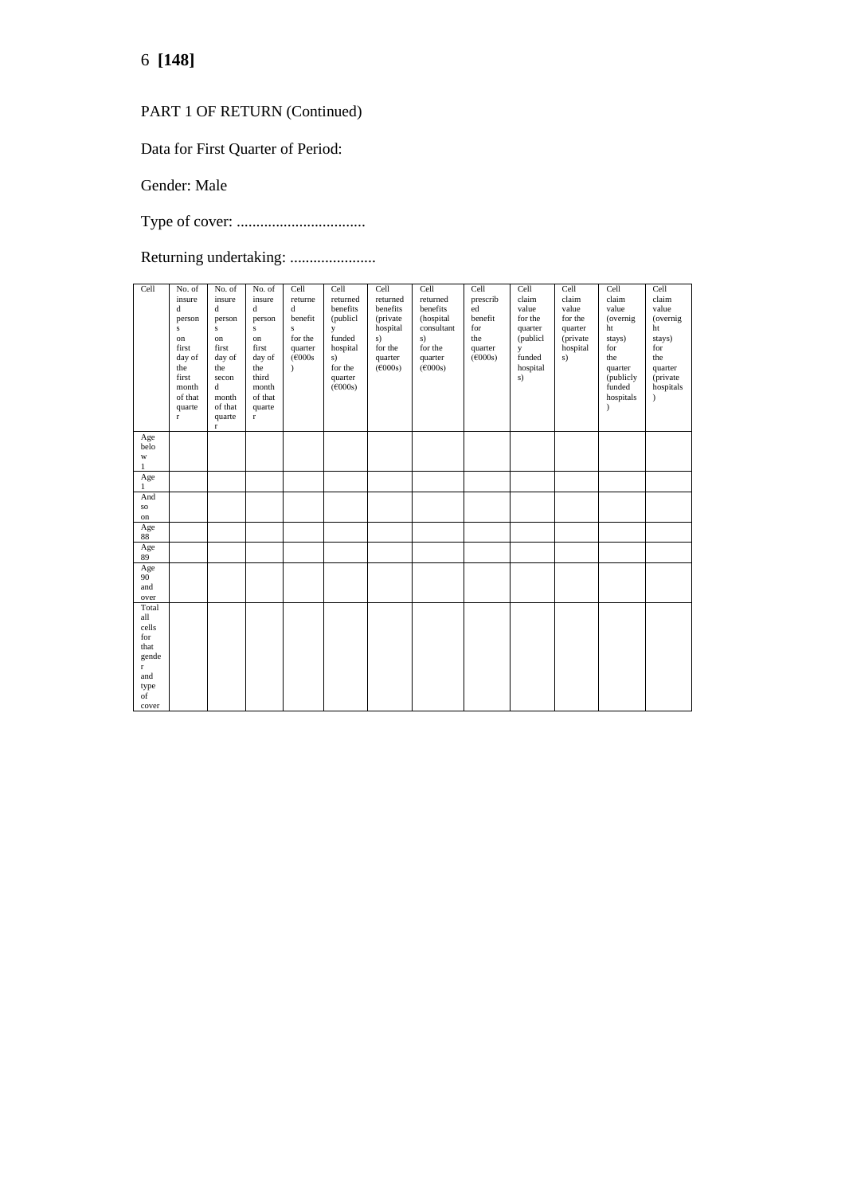PART 1 OF RETURN (Continued)

Data for First Quarter of Period:

Gender: Male

Type of cover: .................................

Returning undertaking: ......................

| Cell | No. of insured persons on first day of the first month of that quarter | No. of insured persons on first day of the second month of that quarter | No. of insured persons on first day of the third month of that quarter | Cell returned benefits for the quarter (€000s) | Cell returned benefits (publicly funded hospitals) for the quarter (€000s) | Cell returned benefits (private hospitals) for the quarter (€000s) | Cell returned benefits (hospital consultants) for the quarter (€000s) | Cell prescribed benefit for the quarter (€000s) | Cell claim value for the quarter (publicly funded hospitals) | Cell claim value for the quarter (private hospitals) | Cell claim value (overnight stays) for the quarter (publicly funded hospitals) | Cell claim value (overnight stays) for the quarter (private hospitals) |
|---|---|---|---|---|---|---|---|---|---|---|---|---|
| Age below 1 | | | | | | | | | | | | |
| Age 1 | | | | | | | | | | | | |
| And so on | | | | | | | | | | | | |
| Age 88 | | | | | | | | | | | | |
| Age 89 | | | | | | | | | | | | |
| Age 90 and over | | | | | | | | | | | | |
| Total all cells for that gender and type of cover | | | | | | | | | | | | |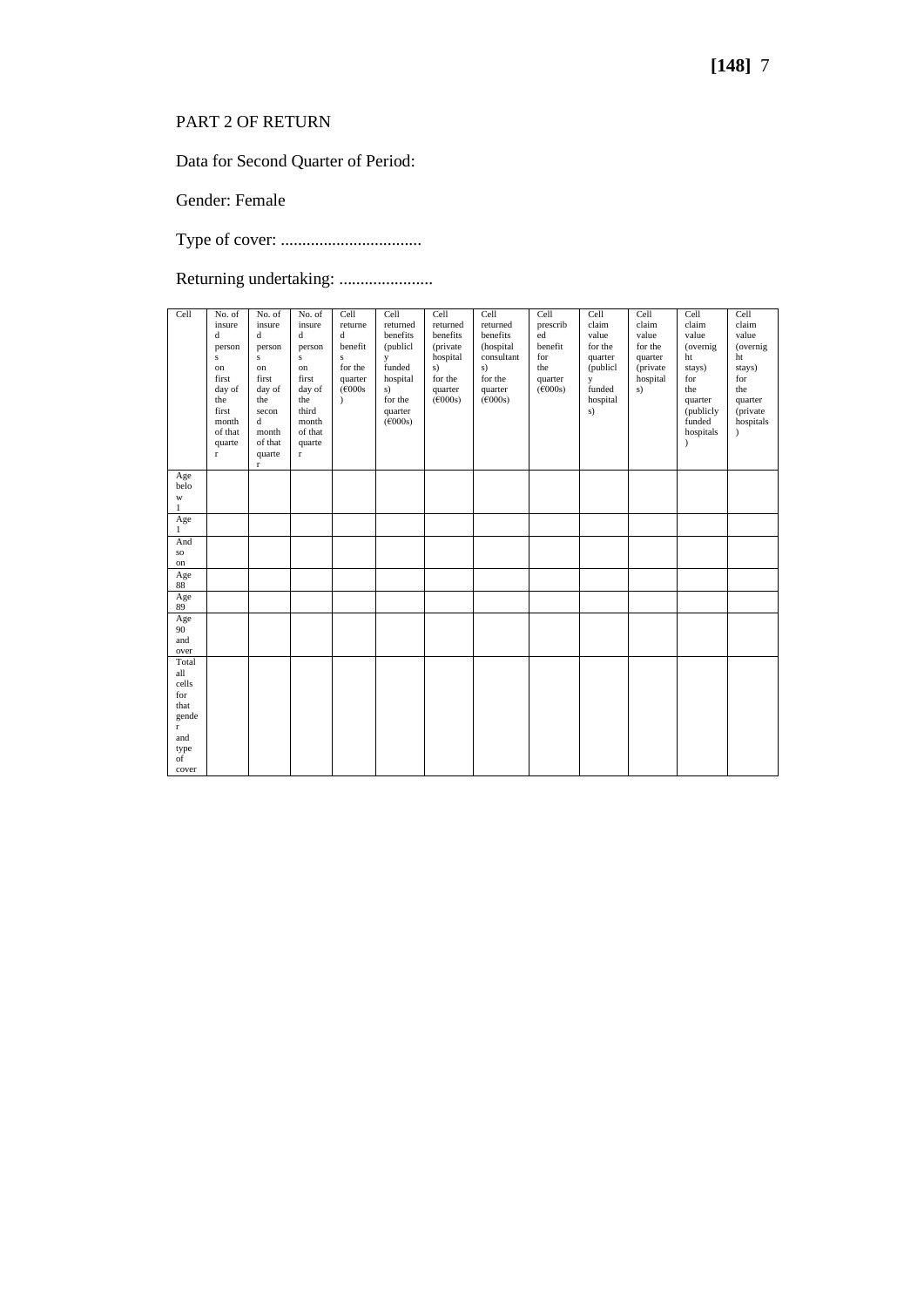PART 2 OF RETURN

Data for Second Quarter of Period:

Gender: Female

Type of cover: .................................

Returning undertaking: ......................

| Cell | No. of insured persons on first day of the first month of that quarter | No. of insured persons on first day of the second month of that quarter | No. of insured persons on first day of the third month of that quarter | Cell returned benefits for the quarter (€000s) | Cell returned benefits (publicly funded hospitals) for the quarter (€000s) | Cell returned benefits (private hospitals) for the quarter (€000s) | Cell returned benefits (hospital consultants) for the quarter (€000s) | Cell prescribed benefit for the quarter (€000s) | Cell claim value for the quarter (publicly funded hospitals) | Cell claim value for the quarter (private hospitals) | Cell claim value (overnight stays) for the quarter (publicly funded hospitals) | Cell claim value (overnight stays) for the quarter (private hospitals) |
|---|---|---|---|---|---|---|---|---|---|---|---|---|
| Age below 1 | | | | | | | | | | | | |
| Age 1 | | | | | | | | | | | | |
| And so on | | | | | | | | | | | | |
| Age 88 | | | | | | | | | | | | |
| Age 89 | | | | | | | | | | | | |
| Age 90 and over | | | | | | | | | | | | |
| Total all cells for that gender and type of cover | | | | | | | | | | | | |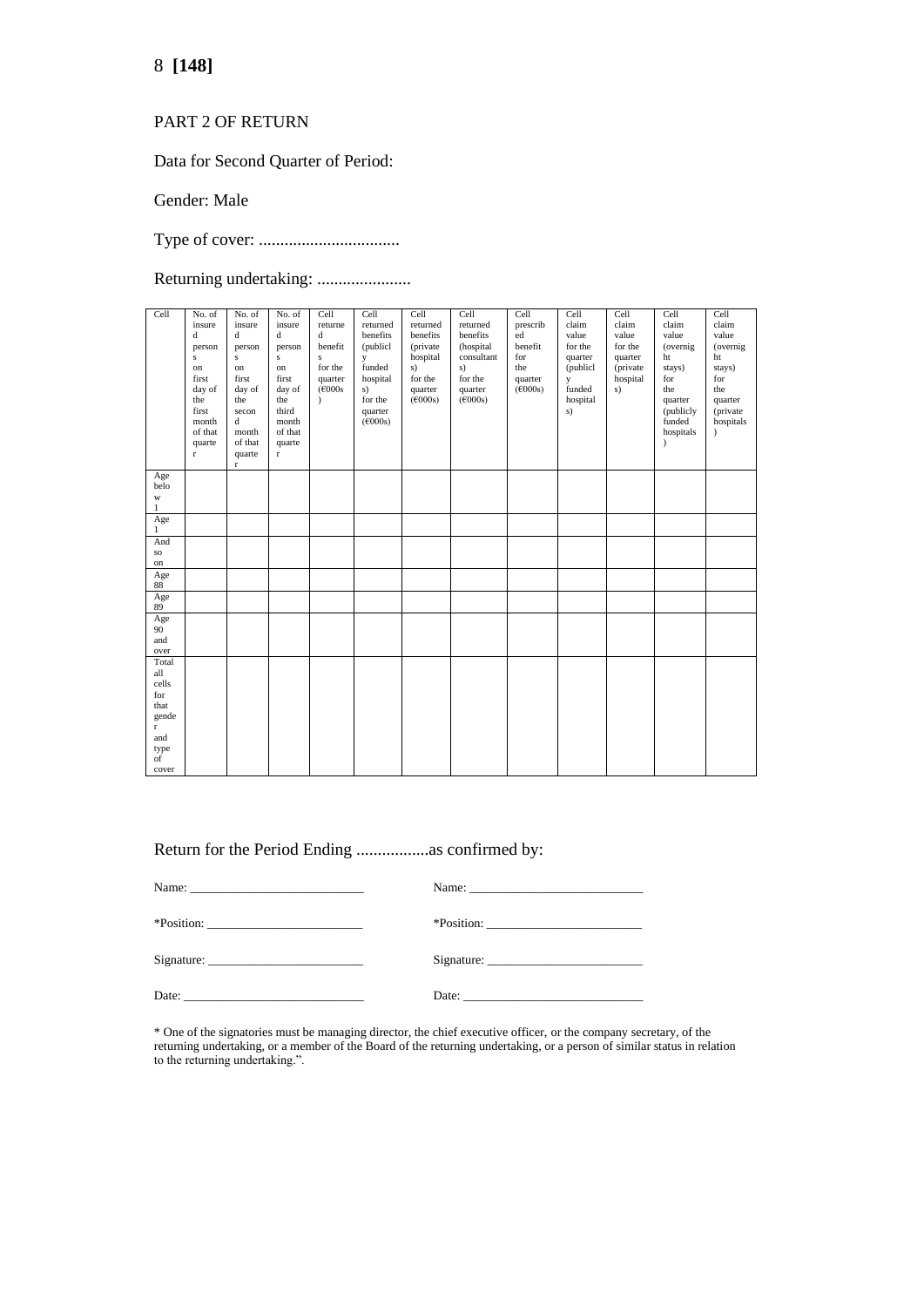PART 2 OF RETURN

Data for Second Quarter of Period:

Gender: Male

Type of cover: .................................

Returning undertaking: ......................

| Cell | No. of insured persons on first day of the first month of that quarter | No. of insured persons on first day of the second month of that quarter | No. of insured persons on first day of the third month of that quarter | Cell returned benefits for the quarter (€000s) | Cell returned benefits (publicly funded hospitals) for the quarter (€000s) | Cell returned benefits (private hospitals) for the quarter (€000s) | Cell returned benefits (hospital consultants) for the quarter (€000s) | Cell prescribed benefit for the quarter (€000s) | Cell claim value for the quarter (publicly funded hospitals) | Cell claim value for the quarter (private hospitals) | Cell claim value (overnight stays) for the quarter (publicly funded hospitals) | Cell claim value (overnight stays) for the quarter (private hospitals) |
|---|---|---|---|---|---|---|---|---|---|---|---|---|
| Age below 1 | | | | | | | | | | | | |
| Age 1 | | | | | | | | | | | | |
| And so on | | | | | | | | | | | | |
| Age 88 | | | | | | | | | | | | |
| Age 89 | | | | | | | | | | | | |
| Age 90 and over | | | | | | | | | | | | |
| Total all cells for that gender and type of cover | | | | | | | | | | | | |

Return for the Period Ending .................as confirmed by:

Name: ___________________________ Name: ___________________________

*Position: _________________________ *Position: _________________________

Signature: _________________________ Signature: _________________________

Date: _____________________________ Date: _____________________________

* One of the signatories must be managing director, the chief executive officer, or the company secretary, of the returning undertaking, or a member of the Board of the returning undertaking, or a person of similar status in relation to the returning undertaking.”.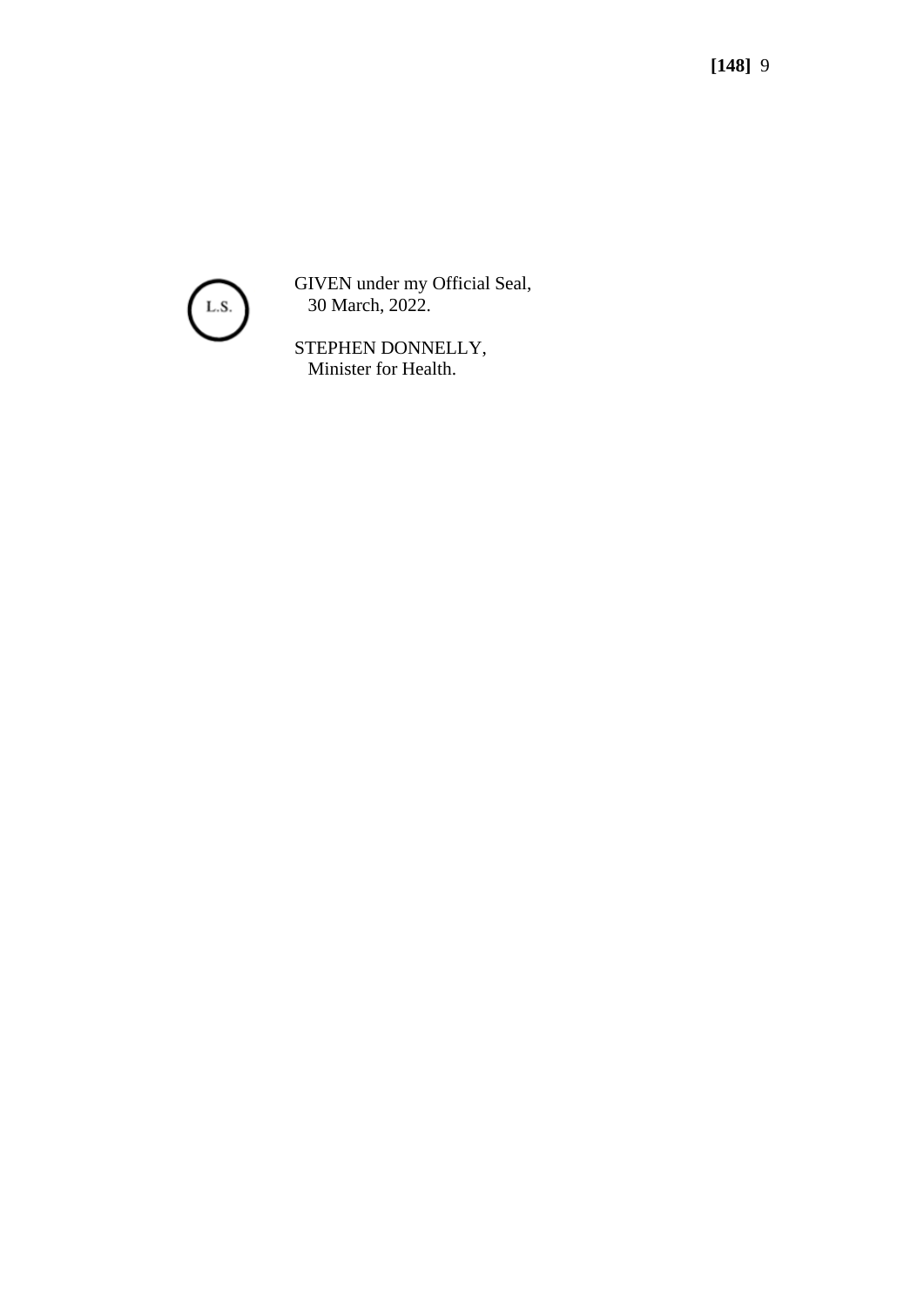L.S.

GIVEN under my Official Seal,
30 March, 2022.

STEPHEN DONNELLY,
Minister for Health.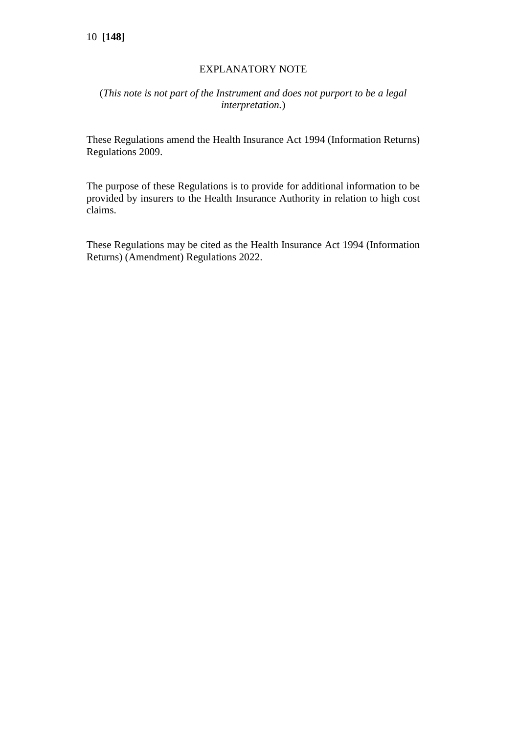## EXPLANATORY NOTE

(*This note is not part of the Instrument and does not purport to be a legal interpretation.*)

These Regulations amend the Health Insurance Act 1994 (Information Returns) Regulations 2009.

The purpose of these Regulations is to provide for additional information to be provided by insurers to the Health Insurance Authority in relation to high cost claims.

These Regulations may be cited as the Health Insurance Act 1994 (Information Returns) (Amendment) Regulations 2022.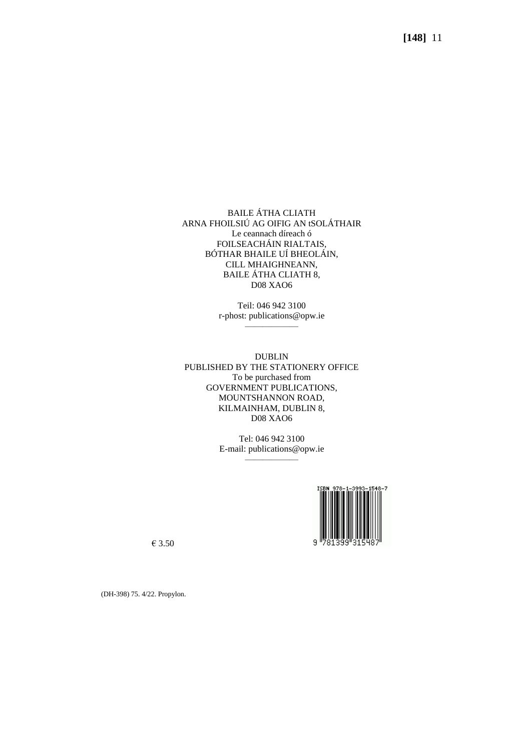BAILE ÁTHA CLIATH
ARNA FHOILSIÚ AG OIFIG AN tSOLÁTHAIR
Le ceannach díreach ó
FOILSEACHÁIN RIALTAIS,
BÓTHAR BHAILE UÍ BHEOLÁIN,
CILL MHAIGHNEANN,
BAILE ÁTHA CLIATH 8,
D08 XAO6

Teil: 046 942 3100
r-phost: publications@opw.ie

---

DUBLIN
PUBLISHED BY THE STATIONERY OFFICE
To be purchased from
GOVERNMENT PUBLICATIONS,
MOUNTSHANNON ROAD,
KILMAINHAM, DUBLIN 8,
D08 XAO6

Tel: 046 942 3100
E-mail: publications@opw.ie

---

ISBN 978-1-3993-1548-7

9 781399 315487

€ 3.50

(DH-398) 75. 4/22. Propylon.